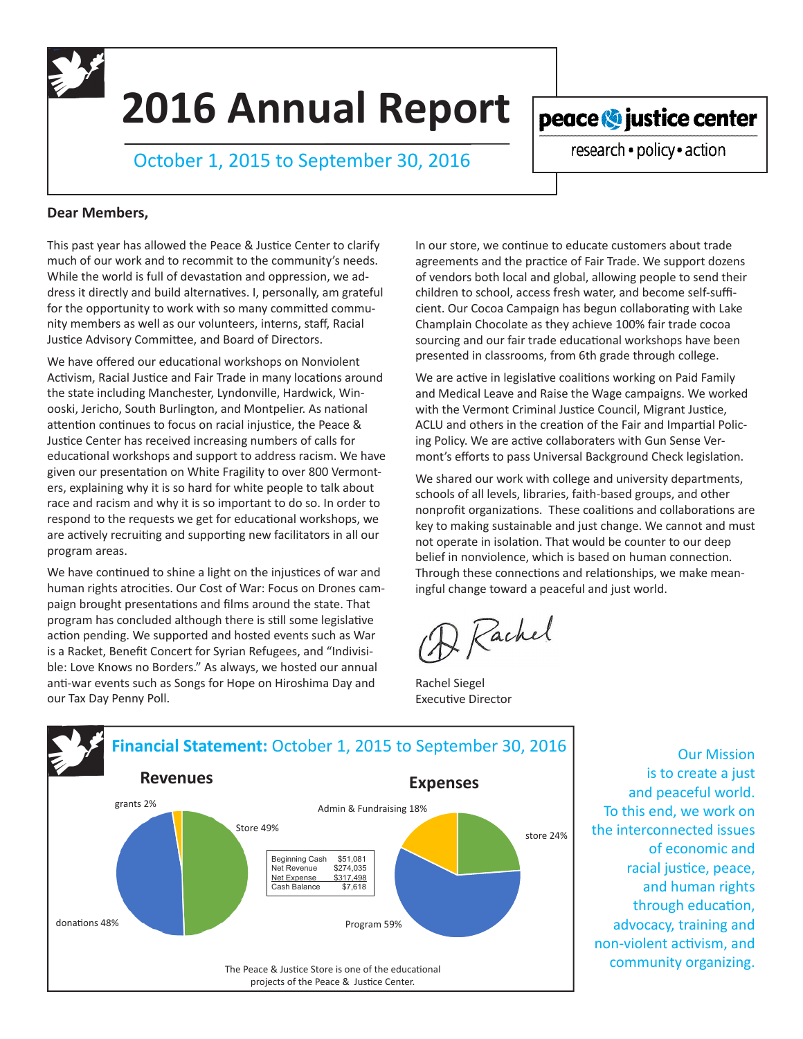# 2016 Annual Report

October 1, 2015 to September 30, 2016

**peace & justice center**

research • policy • action

**Dear Members,**

This past year has allowed the Peace & Justice Center to clarify much of our work and to recommit to the community's needs. While the world is full of devastation and oppression, we address it directly and build alternatives. I, personally, am grateful for the opportunity to work with so many committed community members as well as our volunteers, interns, staff, Racial Justice Advisory Committee, and Board of Directors.

We have offered our educational workshops on Nonviolent Activism, Racial Justice and Fair Trade in many locations around the state including Manchester, Lyndonville, Hardwick, Winooski, Jericho, South Burlington, and Montpelier. As national attention continues to focus on racial injustice, the Peace & Justice Center has received increasing numbers of calls for educational workshops and support to address racism. We have given our presentation on White Fragility to over 800 Vermonters, explaining why it is so hard for white people to talk about race and racism and why it is so important to do so. In order to respond to the requests we get for educational workshops, we are actively recruiting and supporting new facilitators in all our program areas.

We have continued to shine a light on the injustices of war and human rights atrocities. Our Cost of War: Focus on Drones campaign brought presentations and films around the state. That program has concluded although there is still some legislative action pending. We supported and hosted events such as War is a Racket, Benefit Concert for Syrian Refugees, and "Indivisible: Love Knows no Borders." As always, we hosted our annual anti-war events such as Songs for Hope on Hiroshima Day and our Tax Day Penny Poll.

In our store, we continue to educate customers about trade agreements and the practice of Fair Trade. We support dozens of vendors both local and global, allowing people to send their children to school, access fresh water, and become self-sufficient. Our Cocoa Campaign has begun collaborating with Lake Champlain Chocolate as they achieve 100% fair trade cocoa sourcing and our fair trade educational workshops have been presented in classrooms, from 6th grade through college.

We are active in legislative coalitions working on Paid Family and Medical Leave and Raise the Wage campaigns. We worked with the Vermont Criminal Justice Council, Migrant Justice, ACLU and others in the creation of the Fair and Impartial Policing Policy. We are active collaboraters with Gun Sense Vermont's efforts to pass Universal Background Check legislation.

We shared our work with college and university departments, schools of all levels, libraries, faith-based groups, and other nonprofit organizations. These coalitions and collaborations are key to making sustainable and just change. We cannot and must not operate in isolation. That would be counter to our deep belief in nonviolence, which is based on human connection. Through these connections and relationships, we make meaningful change toward a peaceful and just world.

Rachel

Rachel Siegel
Executive Director

## **Financial Statement:** October 1, 2015 to September 30, 2016

### Revenues

- Store 49%
- donations 48%
- grants 2%

### Expenses

- Program 59%
- store 24%
- Admin & Fundraising 18%

| | |
|---|---|
| Beginning Cash | $51,081 |
| Net Revenue | $274,035 |
| Net Expense | $317,498 |
| Cash Balance | $7,618 |

The Peace & Justice Store is one of the educational projects of the Peace & Justice Center.

Our Mission is to create a just and peaceful world. To this end, we work on the interconnected issues of economic and racial justice, peace, and human rights through education, advocacy, training and non-violent activism, and community organizing.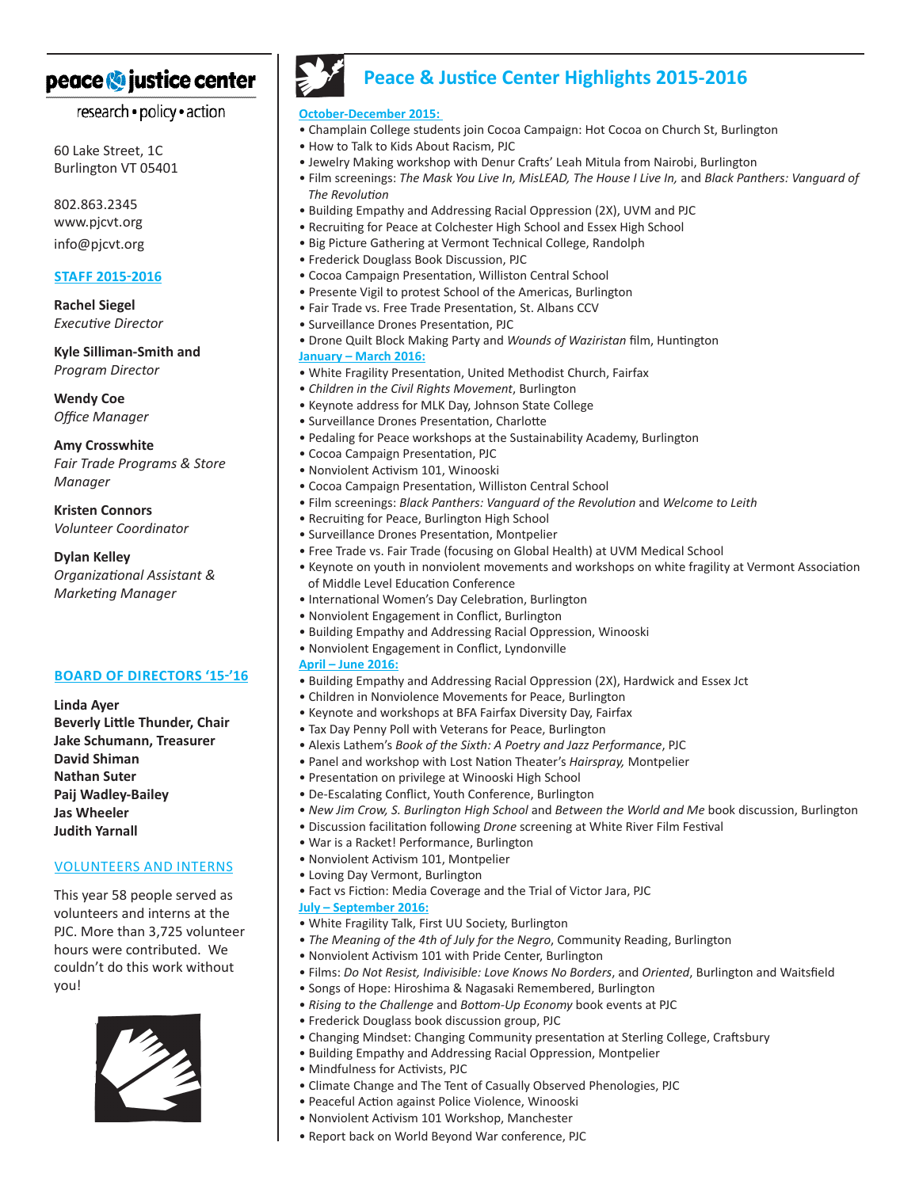**peace justice center**

research • policy • action

60 Lake Street, 1C
Burlington VT 05401

802.863.2345
www.pjcvt.org
info@pjcvt.org

**STAFF 2015-2016**

**Rachel Siegel**
*Executive Director*

**Kyle Silliman-Smith and**
*Program Director*

**Wendy Coe**
*Office Manager*

**Amy Crosswhite**
*Fair Trade Programs & Store Manager*

**Kristen Connors**
*Volunteer Coordinator*

**Dylan Kelley**
*Organizational Assistant & Marketing Manager*

**BOARD OF DIRECTORS '15-'16**

**Linda Ayer**
**Beverly Little Thunder, Chair**
**Jake Schumann, Treasurer**
**David Shiman**
**Nathan Suter**
**Paij Wadley-Bailey**
**Jas Wheeler**
**Judith Yarnall**

VOLUNTEERS AND INTERNS

This year 58 people served as volunteers and interns at the PJC. More than 3,725 volunteer hours were contributed. We couldn't do this work without you!

## Peace & Justice Center Highlights 2015-2016

**October-December 2015:**

- Champlain College students join Cocoa Campaign: Hot Cocoa on Church St, Burlington
- How to Talk to Kids About Racism, PJC
- Jewelry Making workshop with Denur Crafts' Leah Mitula from Nairobi, Burlington
- Film screenings: *The Mask You Live In, MisLEAD, The House I Live In,* and *Black Panthers: Vanguard of The Revolution*
- Building Empathy and Addressing Racial Oppression (2X), UVM and PJC
- Recruiting for Peace at Colchester High School and Essex High School
- Big Picture Gathering at Vermont Technical College, Randolph
- Frederick Douglass Book Discussion, PJC
- Cocoa Campaign Presentation, Williston Central School
- Presente Vigil to protest School of the Americas, Burlington
- Fair Trade vs. Free Trade Presentation, St. Albans CCV
- Surveillance Drones Presentation, PJC
- Drone Quilt Block Making Party and *Wounds of Waziristan* film, Huntington

**January – March 2016:**

- White Fragility Presentation, United Methodist Church, Fairfax
- *Children in the Civil Rights Movement*, Burlington
- Keynote address for MLK Day, Johnson State College
- Surveillance Drones Presentation, Charlotte
- Pedaling for Peace workshops at the Sustainability Academy, Burlington
- Cocoa Campaign Presentation, PJC
- Nonviolent Activism 101, Winooski
- Cocoa Campaign Presentation, Williston Central School
- Film screenings: *Black Panthers: Vanguard of the Revolution* and *Welcome to Leith*
- Recruiting for Peace, Burlington High School
- Surveillance Drones Presentation, Montpelier
- Free Trade vs. Fair Trade (focusing on Global Health) at UVM Medical School
- Keynote on youth in nonviolent movements and workshops on white fragility at Vermont Association of Middle Level Education Conference
- International Women's Day Celebration, Burlington
- Nonviolent Engagement in Conflict, Burlington
- Building Empathy and Addressing Racial Oppression, Winooski
- Nonviolent Engagement in Conflict, Lyndonville

**April – June 2016:**

- Building Empathy and Addressing Racial Oppression (2X), Hardwick and Essex Jct
- Children in Nonviolence Movements for Peace, Burlington
- Keynote and workshops at BFA Fairfax Diversity Day, Fairfax
- Tax Day Penny Poll with Veterans for Peace, Burlington
- Alexis Lathem's *Book of the Sixth: A Poetry and Jazz Performance*, PJC
- Panel and workshop with Lost Nation Theater's *Hairspray,* Montpelier
- Presentation on privilege at Winooski High School
- De-Escalating Conflict, Youth Conference, Burlington
- *New Jim Crow, S. Burlington High School* and *Between the World and Me* book discussion, Burlington
- Discussion facilitation following *Drone* screening at White River Film Festival
- War is a Racket! Performance, Burlington
- Nonviolent Activism 101, Montpelier
- Loving Day Vermont, Burlington
- Fact vs Fiction: Media Coverage and the Trial of Victor Jara, PJC

**July – September 2016:**

- White Fragility Talk, First UU Society, Burlington
- *The Meaning of the 4th of July for the Negro*, Community Reading, Burlington
- Nonviolent Activism 101 with Pride Center, Burlington
- Films: *Do Not Resist, Indivisible: Love Knows No Borders*, and *Oriented*, Burlington and Waitsfield
- Songs of Hope: Hiroshima & Nagasaki Remembered, Burlington
- *Rising to the Challenge* and *Bottom-Up Economy* book events at PJC
- Frederick Douglass book discussion group, PJC
- Changing Mindset: Changing Community presentation at Sterling College, Craftsbury
- Building Empathy and Addressing Racial Oppression, Montpelier
- Mindfulness for Activists, PJC
- Climate Change and The Tent of Casually Observed Phenologies, PJC
- Peaceful Action against Police Violence, Winooski
- Nonviolent Activism 101 Workshop, Manchester
- Report back on World Beyond War conference, PJC